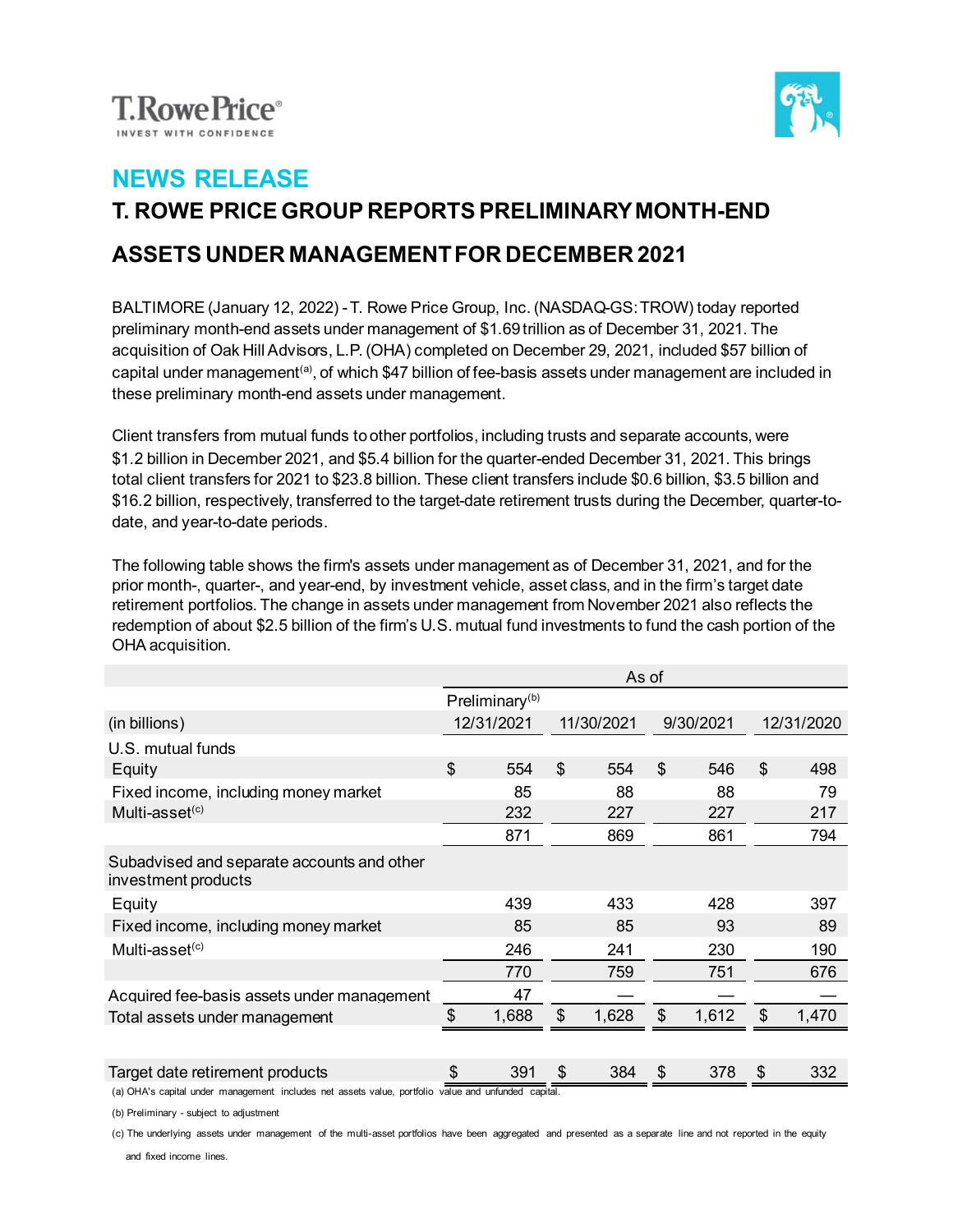T. Rowe Price®
INVEST WITH CONFIDENCE

# NEWS RELEASE

## T. ROWE PRICE GROUP REPORTS PRELIMINARY MONTH-END ASSETS UNDER MANAGEMENT FOR DECEMBER 2021

BALTIMORE (January 12, 2022) - T. Rowe Price Group, Inc. (NASDAQ-GS: TROW) today reported preliminary month-end assets under management of $1.69 trillion as of December 31, 2021. The acquisition of Oak Hill Advisors, L.P. (OHA) completed on December 29, 2021, included $57 billion of capital under management[a], of which $47 billion of fee-basis assets under management are included in these preliminary month-end assets under management.

Client transfers from mutual funds to other portfolios, including trusts and separate accounts, were $1.2 billion in December 2021, and $5.4 billion for the quarter-ended December 31, 2021. This brings total client transfers for 2021 to $23.8 billion. These client transfers include $0.6 billion, $3.5 billion and $16.2 billion, respectively, transferred to the target-date retirement trusts during the December, quarter-to-date, and year-to-date periods.

The following table shows the firm's assets under management as of December 31, 2021, and for the prior month-, quarter-, and year-end, by investment vehicle, asset class, and in the firm's target date retirement portfolios. The change in assets under management from November 2021 also reflects the redemption of about $2.5 billion of the firm's U.S. mutual fund investments to fund the cash portion of the OHA acquisition.

| | As of | | | |
|---|---|---|---|---|
| | Preliminary[b] | | | |
| (in billions) | 12/31/2021 | 11/30/2021 | 9/30/2021 | 12/31/2020 |
| U.S. mutual funds | | | | |
| Equity | $ 554 | $ 554 | $ 546 | $ 498 |
| Fixed income, including money market | 85 | 88 | 88 | 79 |
| Multi-asset[c] | 232 | 227 | 227 | 217 |
| | 871 | 869 | 861 | 794 |
| Subadvised and separate accounts and other investment products | | | | |
| Equity | 439 | 433 | 428 | 397 |
| Fixed income, including money market | 85 | 85 | 93 | 89 |
| Multi-asset[c] | 246 | 241 | 230 | 190 |
| | 770 | 759 | 751 | 676 |
| Acquired fee-basis assets under management | 47 | — | — | — |
| Total assets under management | $ 1,688 | $ 1,628 | $ 1,612 | $ 1,470 |
| | | | | |
| Target date retirement products | $ 391 | $ 384 | $ 378 | $ 332 |

(a) OHA's capital under management includes net assets value, portfolio value and unfunded capital.

(b) Preliminary - subject to adjustment

(c) The underlying assets under management of the multi-asset portfolios have been aggregated and presented as a separate line and not reported in the equity and fixed income lines.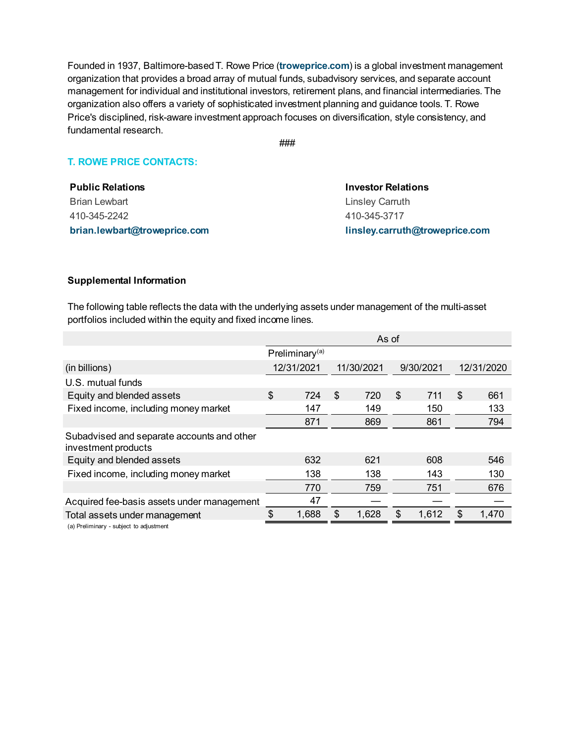Founded in 1937, Baltimore-based T. Rowe Price (**troweprice.com**) is a global investment management organization that provides a broad array of mutual funds, subadvisory services, and separate account management for individual and institutional investors, retirement plans, and financial intermediaries. The organization also offers a variety of sophisticated investment planning and guidance tools. T. Rowe Price's disciplined, risk-aware investment approach focuses on diversification, style consistency, and fundamental research.

###

**T. ROWE PRICE CONTACTS:**

**Public Relations**
Brian Lewbart
410-345-2242
**brian.lewbart@troweprice.com**

**Investor Relations**
Linsley Carruth
410-345-3717
**linsley.carruth@troweprice.com**

**Supplemental Information**

The following table reflects the data with the underlying assets under management of the multi-asset portfolios included within the equity and fixed income lines.

| | As of | | | |
|---|---|---|---|---|
| | Preliminary[(a)] | | | |
| (in billions) | 12/31/2021 | 11/30/2021 | 9/30/2021 | 12/31/2020 |
| U.S. mutual funds | | | | |
| Equity and blended assets | $ 724 | $ 720 | $ 711 | $ 661 |
| Fixed income, including money market | 147 | 149 | 150 | 133 |
| | 871 | 869 | 861 | 794 |
| Subadvised and separate accounts and other investment products | | | | |
| Equity and blended assets | 632 | 621 | 608 | 546 |
| Fixed income, including money market | 138 | 138 | 143 | 130 |
| | 770 | 759 | 751 | 676 |
| Acquired fee-basis assets under management | 47 | — | — | — |
| Total assets under management | $ 1,688 | $ 1,628 | $ 1,612 | $ 1,470 |

(a) Preliminary - subject to adjustment